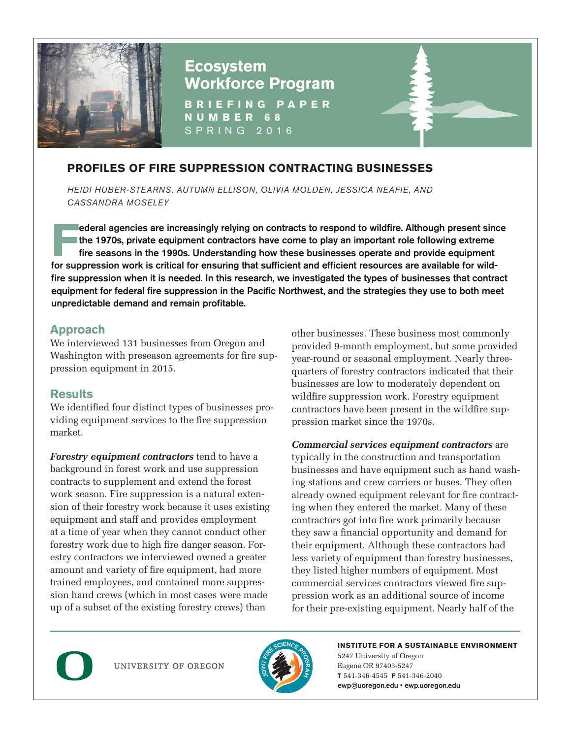# Ecosystem Workforce Program

**BRIEFING PAPER NUMBER 68**

SPRING 2016

## PROFILES OF FIRE SUPPRESSION CONTRACTING BUSINESSES

*HEIDI HUBER-STEARNS, AUTUMN ELLISON, OLIVIA MOLDEN, JESSICA NEAFIE, AND CASSANDRA MOSELEY*

**Federal agencies are increasingly relying on contracts to respond to wildfire. Although present since the 1970s, private equipment contractors have come to play an important role following extreme fire seasons in the 1990s. Understanding how these businesses operate and provide equipment for suppression work is critical for ensuring that sufficient and efficient resources are available for wildfire suppression when it is needed. In this research, we investigated the types of businesses that contract equipment for federal fire suppression in the Pacific Northwest, and the strategies they use to both meet unpredictable demand and remain profitable.**

### Approach

We interviewed 131 businesses from Oregon and Washington with preseason agreements for fire suppression equipment in 2015.

### Results

We identified four distinct types of businesses providing equipment services to the fire suppression market.

***Forestry equipment contractors*** tend to have a background in forest work and use suppression contracts to supplement and extend the forest work season. Fire suppression is a natural extension of their forestry work because it uses existing equipment and staff and provides employment at a time of year when they cannot conduct other forestry work due to high fire danger season. Forestry contractors we interviewed owned a greater amount and variety of fire equipment, had more trained employees, and contained more suppression hand crews (which in most cases were made up of a subset of the existing forestry crews) than other businesses. These business most commonly provided 9-month employment, but some provided year-round or seasonal employment. Nearly three-quarters of forestry contractors indicated that their businesses are low to moderately dependent on wildfire suppression work. Forestry equipment contractors have been present in the wildfire suppression market since the 1970s.

***Commercial services equipment contractors*** are typically in the construction and transportation businesses and have equipment such as hand washing stations and crew carriers or buses. They often already owned equipment relevant for fire contracting when they entered the market. Many of these contractors got into fire work primarily because they saw a financial opportunity and demand for their equipment. Although these contractors had less variety of equipment than forestry businesses, they listed higher numbers of equipment. Most commercial services contractors viewed fire suppression work as an additional source of income for their pre-existing equipment. Nearly half of the

UNIVERSITY OF OREGON

**INSTITUTE FOR A SUSTAINABLE ENVIRONMENT**
5247 University of Oregon
Eugene OR 97403-5247
**T** 541-346-4545 **F** 541-346-2040
ewp@uoregon.edu • ewp.uoregon.edu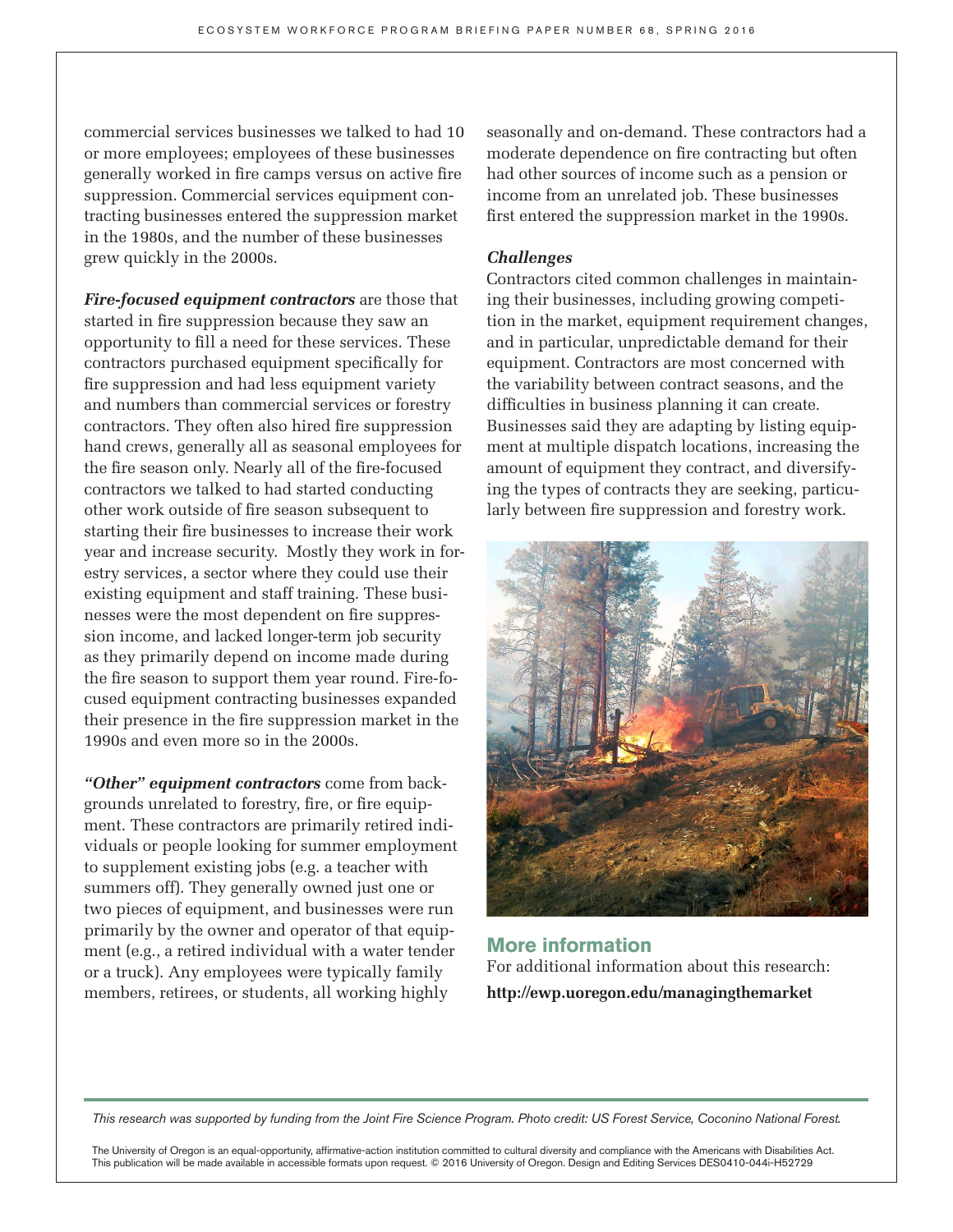commercial services businesses we talked to had 10 or more employees; employees of these businesses generally worked in fire camps versus on active fire suppression. Commercial services equipment contracting businesses entered the suppression market in the 1980s, and the number of these businesses grew quickly in the 2000s.

***Fire-focused equipment contractors*** are those that started in fire suppression because they saw an opportunity to fill a need for these services. These contractors purchased equipment specifically for fire suppression and had less equipment variety and numbers than commercial services or forestry contractors. They often also hired fire suppression hand crews, generally all as seasonal employees for the fire season only. Nearly all of the fire-focused contractors we talked to had started conducting other work outside of fire season subsequent to starting their fire businesses to increase their work year and increase security. Mostly they work in forestry services, a sector where they could use their existing equipment and staff training. These businesses were the most dependent on fire suppression income, and lacked longer-term job security as they primarily depend on income made during the fire season to support them year round. Fire-focused equipment contracting businesses expanded their presence in the fire suppression market in the 1990s and even more so in the 2000s.

***"Other" equipment contractors*** come from backgrounds unrelated to forestry, fire, or fire equipment. These contractors are primarily retired individuals or people looking for summer employment to supplement existing jobs (e.g. a teacher with summers off). They generally owned just one or two pieces of equipment, and businesses were run primarily by the owner and operator of that equipment (e.g., a retired individual with a water tender or a truck). Any employees were typically family members, retirees, or students, all working highly seasonally and on-demand. These contractors had a moderate dependence on fire contracting but often had other sources of income such as a pension or income from an unrelated job. These businesses first entered the suppression market in the 1990s.

### *Challenges*

Contractors cited common challenges in maintaining their businesses, including growing competition in the market, equipment requirement changes, and in particular, unpredictable demand for their equipment. Contractors are most concerned with the variability between contract seasons, and the difficulties in business planning it can create. Businesses said they are adapting by listing equipment at multiple dispatch locations, increasing the amount of equipment they contract, and diversifying the types of contracts they are seeking, particularly between fire suppression and forestry work.

## More information

For additional information about this research:
**http://ewp.uoregon.edu/managingthemarket**

*This research was supported by funding from the Joint Fire Science Program. Photo credit: US Forest Service, Coconino National Forest.*

The University of Oregon is an equal-opportunity, affirmative-action institution committed to cultural diversity and compliance with the Americans with Disabilities Act. This publication will be made available in accessible formats upon request. © 2016 University of Oregon. Design and Editing Services DES0410-044i-H52729